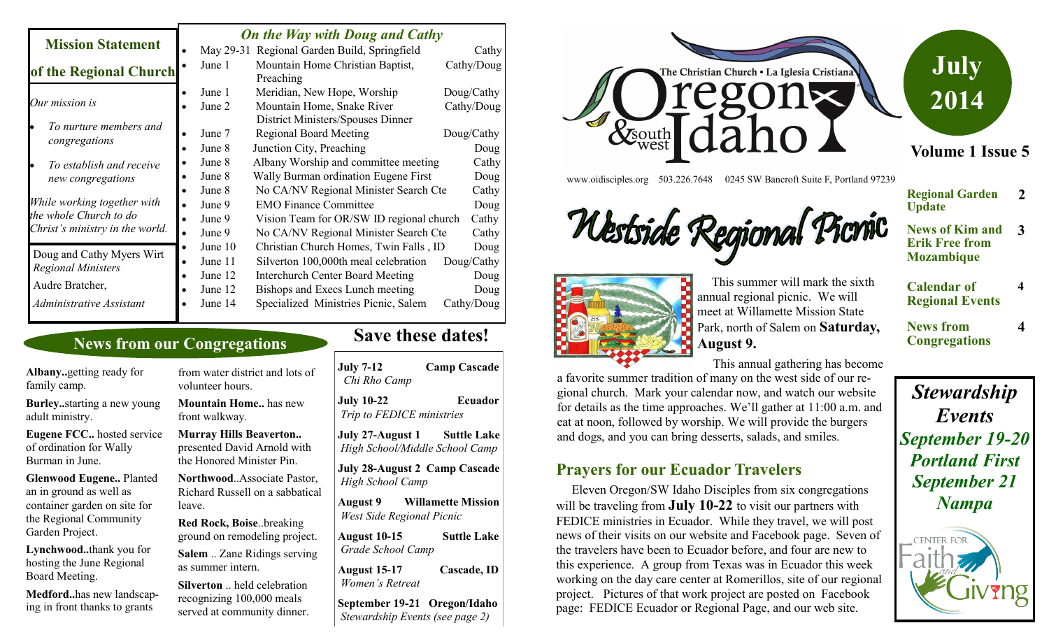## Mission Statement of the Regional Church

*Our mission is*

- *To nurture members and congregations*
- *To establish and receive new congregations*

*While working together with the whole Church to do Christ's ministry in the world.*

Doug and Cathy Myers Wirt
*Regional Ministers*

Audre Bratcher,
*Administrative Assistant*

## *On the Way with Doug and Cathy*

- May 29-31 Regional Garden Build, Springfield — Cathy
- June 1 Mountain Home Christian Baptist, Preaching — Cathy/Doug
- June 1 Meridian, New Hope, Worship — Doug/Cathy
- June 2 Mountain Home, Snake River District Ministers/Spouses Dinner — Cathy/Doug
- June 7 Regional Board Meeting — Doug/Cathy
- June 8 Junction City, Preaching — Doug
- June 8 Albany Worship and committee meeting — Cathy
- June 8 Wally Burman ordination Eugene First — Doug
- June 8 No CA/NV Regional Minister Search Cte — Cathy
- June 9 EMO Finance Committee — Doug
- June 9 Vision Team for OR/SW ID regional church — Cathy
- June 9 No CA/NV Regional Minister Search Cte — Cathy
- June 10 Christian Church Homes, Twin Falls , ID — Doug
- June 11 Silverton 100,000th meal celebration — Doug/Cathy
- June 12 Interchurch Center Board Meeting — Doug
- June 12 Bishops and Execs Lunch meeting — Doug
- June 14 Specialized Ministries Picnic, Salem — Cathy/Doug

# The Christian Church • La Iglesia Cristiana — Oregon & southwest Idaho

www.oidisciples.org 503.226.7648 0245 SW Bancroft Suite F, Portland 97239

**July 2014**

**Volume 1 Issue 5**

| | |
|---|---|
| **Regional Garden Update** | **2** |
| **News of Kim and Erik Free from Mozambique** | **3** |
| **Calendar of Regional Events** | **4** |
| **News from Congregations** | **4** |

## News from our Congregations

**Albany..**getting ready for family camp.

**Burley..**starting a new young adult ministry.

**Eugene FCC..** hosted service of ordination for Wally Burman in June.

**Glenwood Eugene..** Planted an in ground as well as container garden on site for the Regional Community Garden Project.

**Lynchwood..**thank you for hosting the June Regional Board Meeting.

**Medford..**has new landscaping in front thanks to grants from water district and lots of volunteer hours.

**Mountain Home..** has new front walkway.

**Murray Hills Beaverton..** presented David Arnold with the Honored Minister Pin.

**Northwood**..Associate Pastor, Richard Russell on a sabbatical leave.

**Red Rock, Boise**..breaking ground on remodeling project.

**Salem** .. Zane Ridings serving as summer intern.

**Silverton** .. held celebration recognizing 100,000 meals served at community dinner.

## Save these dates!

**July 7-12 — Camp Cascade**
*Chi Rho Camp*

**July 10-22 — Ecuador**
*Trip to FEDICE ministries*

**July 27-August 1 — Suttle Lake**
*High School/Middle School Camp*

**July 28-August 2 — Camp Cascade**
*High School Camp*

**August 9 — Willamette Mission**
*West Side Regional Picnic*

**August 10-15 — Suttle Lake**
*Grade School Camp*

**August 15-17 — Cascade, ID**
*Women's Retreat*

**September 19-21 — Oregon/Idaho**
*Stewardship Events (see page 2)*

## Westside Regional Picnic

This summer will mark the sixth annual regional picnic. We will meet at Willamette Mission State Park, north of Salem on **Saturday, August 9.**

This annual gathering has become a favorite summer tradition of many on the west side of our regional church. Mark your calendar now, and watch our website for details as the time approaches. We'll gather at 11:00 a.m. and eat at noon, followed by worship. We will provide the burgers and dogs, and you can bring desserts, salads, and smiles.

## Prayers for our Ecuador Travelers

Eleven Oregon/SW Idaho Disciples from six congregations will be traveling from **July 10-22** to visit our partners with FEDICE ministries in Ecuador. While they travel, we will post news of their visits on our website and Facebook page. Seven of the travelers have been to Ecuador before, and four are new to this experience. A group from Texas was in Ecuador this week working on the day care center at Romerillos, site of our regional project. Pictures of that work project are posted on Facebook page: FEDICE Ecuador or Regional Page, and our web site.

## *Stewardship Events*

***September 19-20***
***Portland First***
***September 21***
***Nampa***

Center for Faith and Giving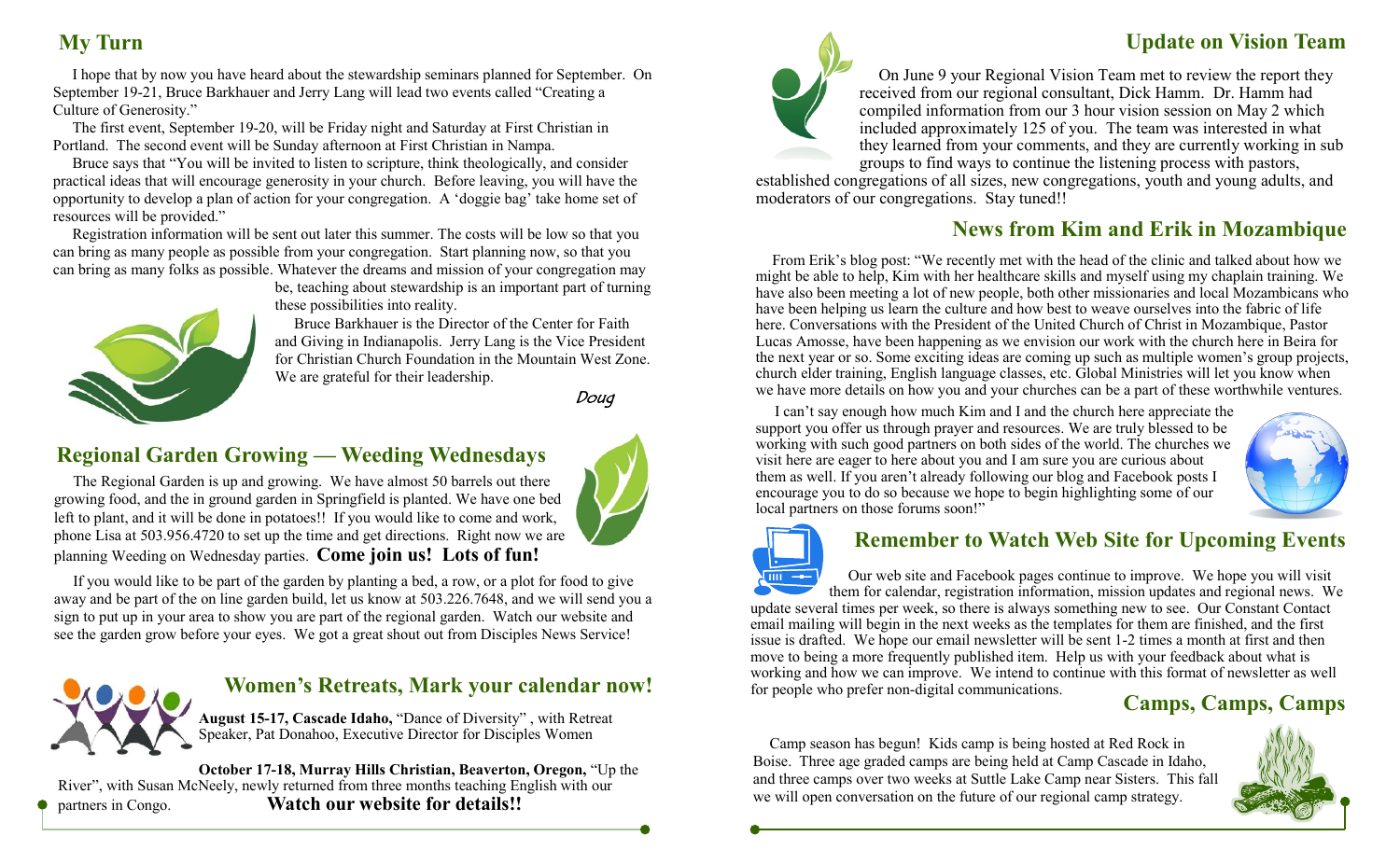## My Turn

I hope that by now you have heard about the stewardship seminars planned for September. On September 19-21, Bruce Barkhauer and Jerry Lang will lead two events called "Creating a Culture of Generosity."

The first event, September 19-20, will be Friday night and Saturday at First Christian in Portland. The second event will be Sunday afternoon at First Christian in Nampa.

Bruce says that "You will be invited to listen to scripture, think theologically, and consider practical ideas that will encourage generosity in your church. Before leaving, you will have the opportunity to develop a plan of action for your congregation. A 'doggie bag' take home set of resources will be provided."

Registration information will be sent out later this summer. The costs will be low so that you can bring as many people as possible from your congregation. Start planning now, so that you can bring as many folks as possible. Whatever the dreams and mission of your congregation may be, teaching about stewardship is an important part of turning these possibilities into reality.

Bruce Barkhauer is the Director of the Center for Faith and Giving in Indianapolis. Jerry Lang is the Vice President for Christian Church Foundation in the Mountain West Zone. We are grateful for their leadership.

Doug

## Regional Garden Growing — Weeding Wednesdays

The Regional Garden is up and growing. We have almost 50 barrels out there growing food, and the in ground garden in Springfield is planted. We have one bed left to plant, and it will be done in potatoes!! If you would like to come and work, phone Lisa at 503.956.4720 to set up the time and get directions. Right now we are planning Weeding on Wednesday parties. **Come join us! Lots of fun!**

If you would like to be part of the garden by planting a bed, a row, or a plot for food to give away and be part of the on line garden build, let us know at 503.226.7648, and we will send you a sign to put up in your area to show you are part of the regional garden. Watch our website and see the garden grow before your eyes. We got a great shout out from Disciples News Service!

## Women's Retreats, Mark your calendar now!

**August 15-17, Cascade Idaho,** "Dance of Diversity" , with Retreat Speaker, Pat Donahoo, Executive Director for Disciples Women

**October 17-18, Murray Hills Christian, Beaverton, Oregon,** "Up the River", with Susan McNeely, newly returned from three months teaching English with our partners in Congo.

**Watch our website for details!!**

## Update on Vision Team

On June 9 your Regional Vision Team met to review the report they received from our regional consultant, Dick Hamm. Dr. Hamm had compiled information from our 3 hour vision session on May 2 which included approximately 125 of you. The team was interested in what they learned from your comments, and they are currently working in sub groups to find ways to continue the listening process with pastors, established congregations of all sizes, new congregations, youth and young adults, and moderators of our congregations. Stay tuned!!

## News from Kim and Erik in Mozambique

From Erik's blog post: "We recently met with the head of the clinic and talked about how we might be able to help, Kim with her healthcare skills and myself using my chaplain training. We have also been meeting a lot of new people, both other missionaries and local Mozambicans who have been helping us learn the culture and how best to weave ourselves into the fabric of life here. Conversations with the President of the United Church of Christ in Mozambique, Pastor Lucas Amosse, have been happening as we envision our work with the church here in Beira for the next year or so. Some exciting ideas are coming up such as multiple women's group projects, church elder training, English language classes, etc. Global Ministries will let you know when we have more details on how you and your churches can be a part of these worthwhile ventures.

I can't say enough how much Kim and I and the church here appreciate the support you offer us through prayer and resources. We are truly blessed to be working with such good partners on both sides of the world. The churches we visit here are eager to here about you and I am sure you are curious about them as well. If you aren't already following our blog and Facebook posts I encourage you to do so because we hope to begin highlighting some of our local partners on those forums soon!"

## Remember to Watch Web Site for Upcoming Events

Our web site and Facebook pages continue to improve. We hope you will visit them for calendar, registration information, mission updates and regional news. We update several times per week, so there is always something new to see. Our Constant Contact email mailing will begin in the next weeks as the templates for them are finished, and the first issue is drafted. We hope our email newsletter will be sent 1-2 times a month at first and then move to being a more frequently published item. Help us with your feedback about what is working and how we can improve. We intend to continue with this format of newsletter as well for people who prefer non-digital communications.

## Camps, Camps, Camps

Camp season has begun! Kids camp is being hosted at Red Rock in Boise. Three age graded camps are being held at Camp Cascade in Idaho, and three camps over two weeks at Suttle Lake Camp near Sisters. This fall we will open conversation on the future of our regional camp strategy.